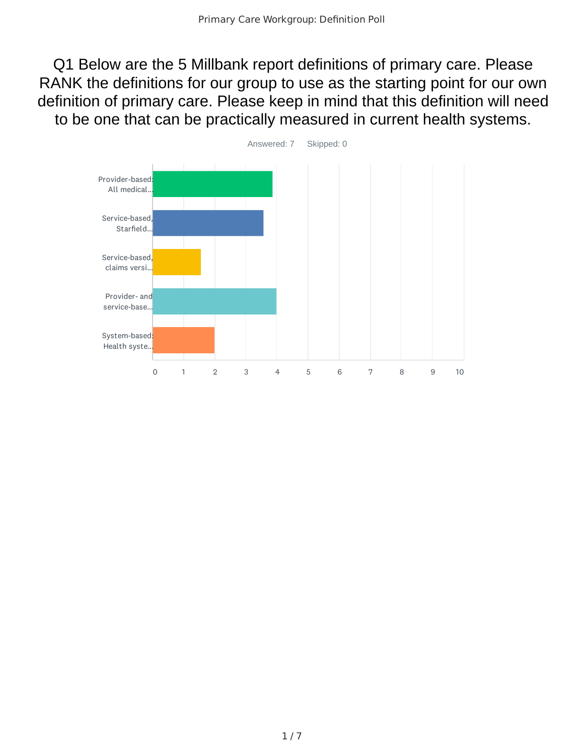## Q1 Below are the 5 Millbank report definitions of primary care. Please RANK the definitions for our group to use as the starting point for our own definition of primary care. Please keep in mind that this definition will need to be one that can be practically measured in current health systems.

Answered: 7 Skipped: 0

| Definition | Score (approx.) |
| --- | --- |
| Provider-based: All medical... | 3.86 |
| Service-based, Starfield... | 3.57 |
| Service-based, claims versi... | 1.57 |
| Provider- and service-base... | 4.00 |
| System-based: Health syste... | 2.00 |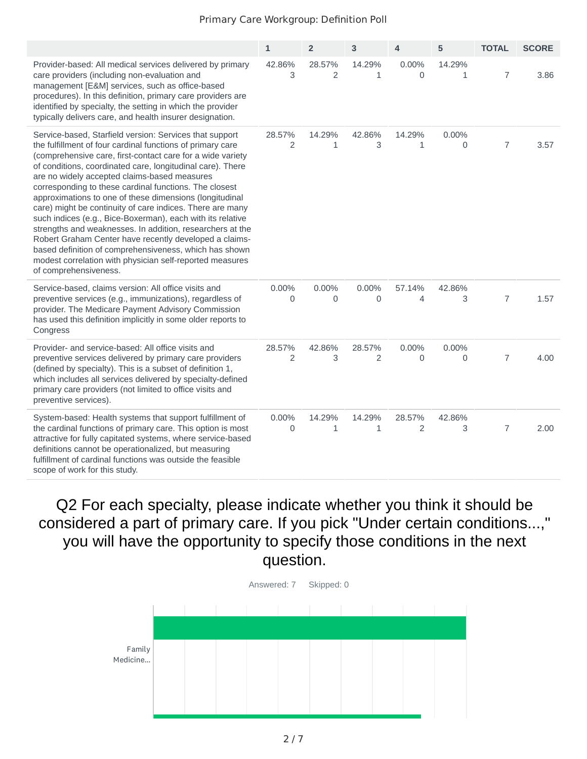Primary Care Workgroup: Definition Poll

| | 1 | 2 | 3 | 4 | 5 | TOTAL | SCORE |
|---|---|---|---|---|---|---|---|
| Provider-based: All medical services delivered by primary care providers (including non-evaluation and management [E&M] services, such as office-based procedures). In this definition, primary care providers are identified by specialty, the setting in which the provider typically delivers care, and health insurer designation. | 42.86% 3 | 28.57% 2 | 14.29% 1 | 0.00% 0 | 14.29% 1 | 7 | 3.86 |
| Service-based, Starfield version: Services that support the fulfillment of four cardinal functions of primary care (comprehensive care, first-contact care for a wide variety of conditions, coordinated care, longitudinal care). There are no widely accepted claims-based measures corresponding to these cardinal functions. The closest approximations to one of these dimensions (longitudinal care) might be continuity of care indices. There are many such indices (e.g., Bice-Boxerman), each with its relative strengths and weaknesses. In addition, researchers at the Robert Graham Center have recently developed a claims-based definition of comprehensiveness, which has shown modest correlation with physician self-reported measures of comprehensiveness. | 28.57% 2 | 14.29% 1 | 42.86% 3 | 14.29% 1 | 0.00% 0 | 7 | 3.57 |
| Service-based, claims version: All office visits and preventive services (e.g., immunizations), regardless of provider. The Medicare Payment Advisory Commission has used this definition implicitly in some older reports to Congress | 0.00% 0 | 0.00% 0 | 0.00% 0 | 57.14% 4 | 42.86% 3 | 7 | 1.57 |
| Provider- and service-based: All office visits and preventive services delivered by primary care providers (defined by specialty). This is a subset of definition 1, which includes all services delivered by specialty-defined primary care providers (not limited to office visits and preventive services). | 28.57% 2 | 42.86% 3 | 28.57% 2 | 0.00% 0 | 0.00% 0 | 7 | 4.00 |
| System-based: Health systems that support fulfillment of the cardinal functions of primary care. This option is most attractive for fully capitated systems, where service-based definitions cannot be operationalized, but measuring fulfillment of cardinal functions was outside the feasible scope of work for this study. | 0.00% 0 | 14.29% 1 | 14.29% 1 | 28.57% 2 | 42.86% 3 | 7 | 2.00 |

## Q2 For each specialty, please indicate whether you think it should be considered a part of primary care. If you pick "Under certain conditions...," you will have the opportunity to specify those conditions in the next question.

Answered: 7 Skipped: 0

Family Medicine...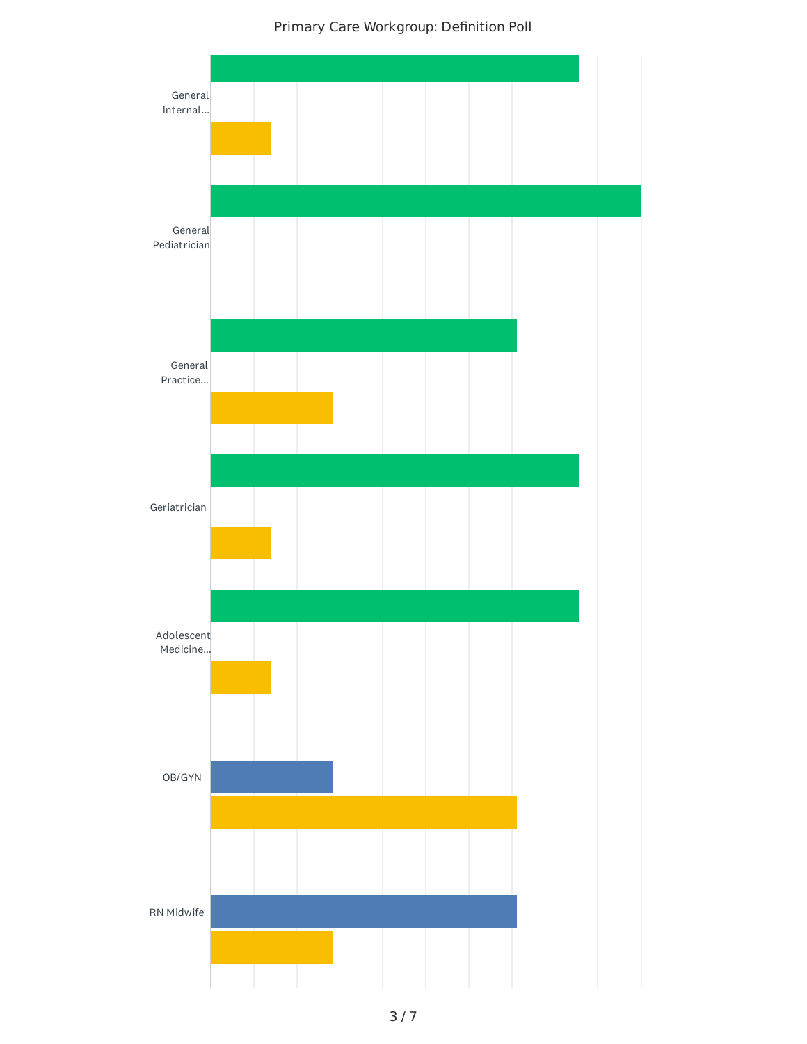Primary Care Workgroup: Definition Poll

General Internal...

General Pediatrician

General Practice...

Geriatrician

Adolescent Medicine...

OB/GYN

RN Midwife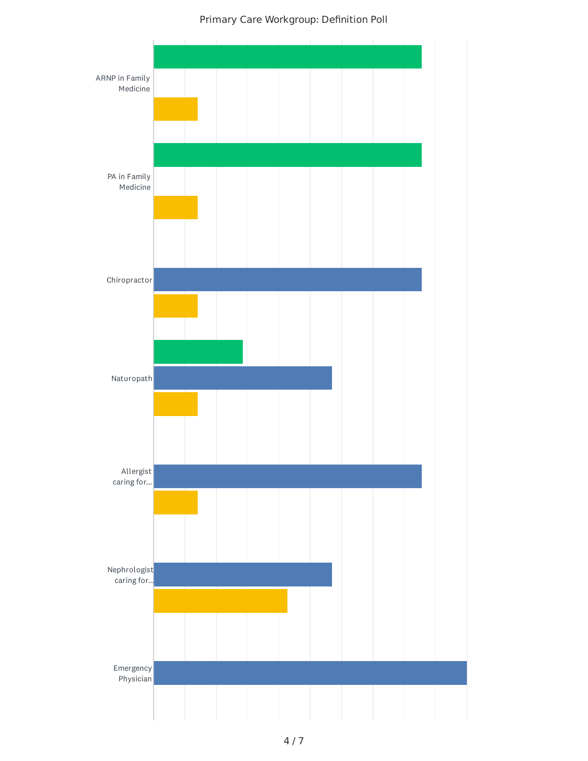Primary Care Workgroup: Definition Poll

ARNP in Family Medicine

PA in Family Medicine

Chiropractor

Naturopath

Allergist caring for...

Nephrologist caring for...

Emergency Physician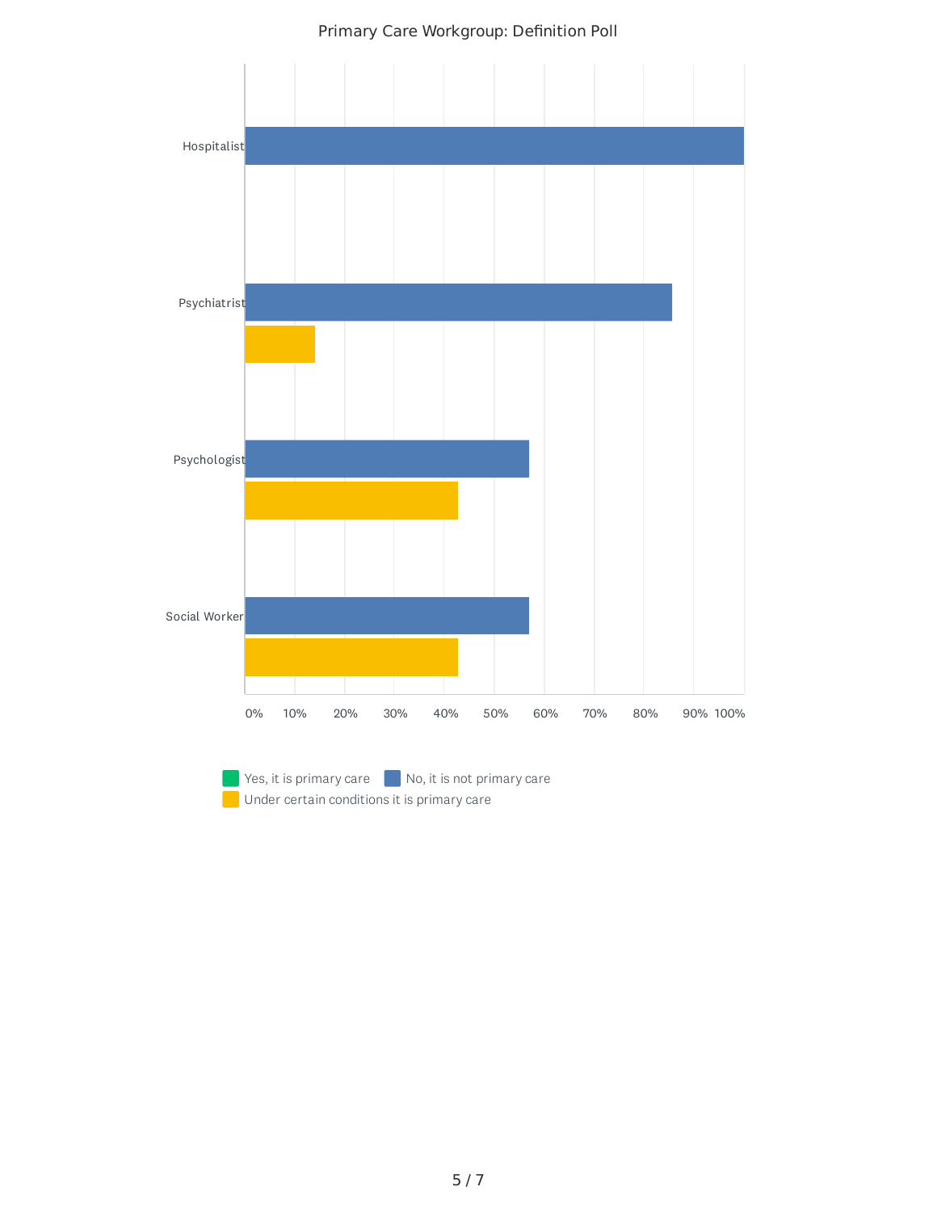Primary Care Workgroup: Definition Poll

Hospitalist

Psychiatrist

Psychologist

Social Worker

0% 10% 20% 30% 40% 50% 60% 70% 80% 90% 100%

Yes, it is primary care | No, it is not primary care | Under certain conditions it is primary care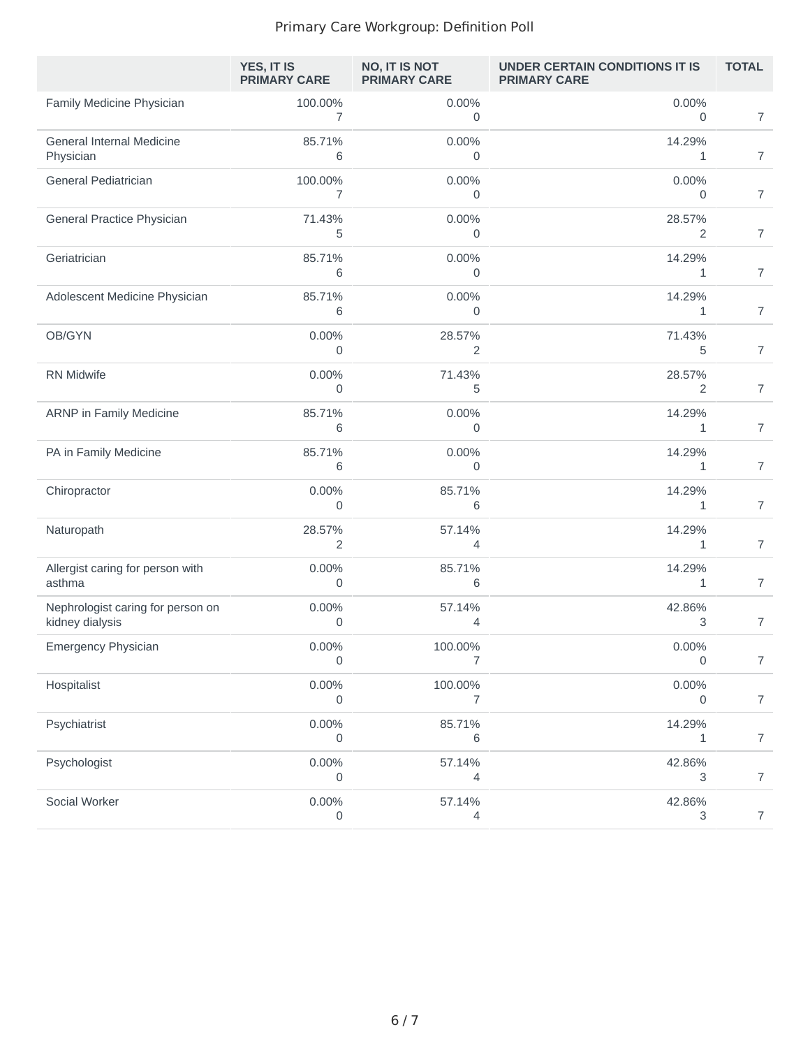# Primary Care Workgroup: Definition Poll

| | YES, IT IS PRIMARY CARE | NO, IT IS NOT PRIMARY CARE | UNDER CERTAIN CONDITIONS IT IS PRIMARY CARE | TOTAL |
|---|---|---|---|---|
| Family Medicine Physician | 100.00% 7 | 0.00% 0 | 0.00% 0 | 7 |
| General Internal Medicine Physician | 85.71% 6 | 0.00% 0 | 14.29% 1 | 7 |
| General Pediatrician | 100.00% 7 | 0.00% 0 | 0.00% 0 | 7 |
| General Practice Physician | 71.43% 5 | 0.00% 0 | 28.57% 2 | 7 |
| Geriatrician | 85.71% 6 | 0.00% 0 | 14.29% 1 | 7 |
| Adolescent Medicine Physician | 85.71% 6 | 0.00% 0 | 14.29% 1 | 7 |
| OB/GYN | 0.00% 0 | 28.57% 2 | 71.43% 5 | 7 |
| RN Midwife | 0.00% 0 | 71.43% 5 | 28.57% 2 | 7 |
| ARNP in Family Medicine | 85.71% 6 | 0.00% 0 | 14.29% 1 | 7 |
| PA in Family Medicine | 85.71% 6 | 0.00% 0 | 14.29% 1 | 7 |
| Chiropractor | 0.00% 0 | 85.71% 6 | 14.29% 1 | 7 |
| Naturopath | 28.57% 2 | 57.14% 4 | 14.29% 1 | 7 |
| Allergist caring for person with asthma | 0.00% 0 | 85.71% 6 | 14.29% 1 | 7 |
| Nephrologist caring for person on kidney dialysis | 0.00% 0 | 57.14% 4 | 42.86% 3 | 7 |
| Emergency Physician | 0.00% 0 | 100.00% 7 | 0.00% 0 | 7 |
| Hospitalist | 0.00% 0 | 100.00% 7 | 0.00% 0 | 7 |
| Psychiatrist | 0.00% 0 | 85.71% 6 | 14.29% 1 | 7 |
| Psychologist | 0.00% 0 | 57.14% 4 | 42.86% 3 | 7 |
| Social Worker | 0.00% 0 | 57.14% 4 | 42.86% 3 | 7 |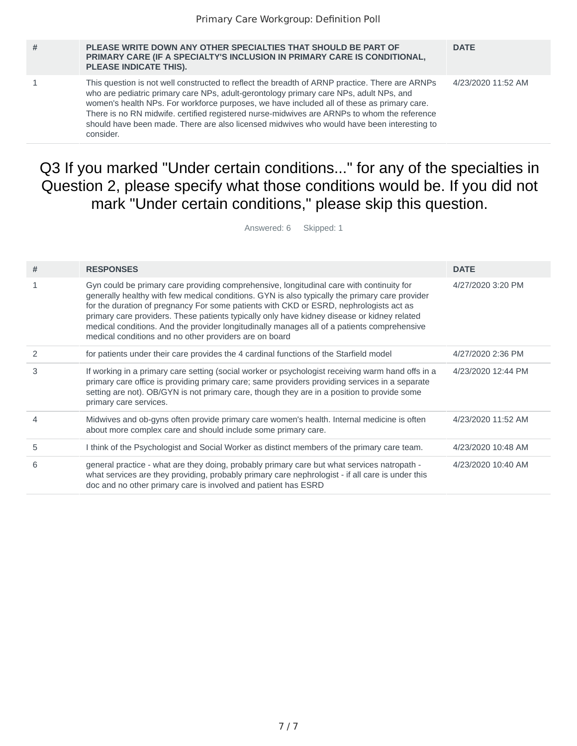| # | PLEASE WRITE DOWN ANY OTHER SPECIALTIES THAT SHOULD BE PART OF PRIMARY CARE (IF A SPECIALTY'S INCLUSION IN PRIMARY CARE IS CONDITIONAL, PLEASE INDICATE THIS). | DATE |
|---|---|---|
| 1 | This question is not well constructed to reflect the breadth of ARNP practice. There are ARNPs who are pediatric primary care NPs, adult-gerontology primary care NPs, adult NPs, and women's health NPs. For workforce purposes, we have included all of these as primary care. There is no RN midwife. certified registered nurse-midwives are ARNPs to whom the reference should have been made. There are also licensed midwives who would have been interesting to consider. | 4/23/2020 11:52 AM |

## Q3 If you marked "Under certain conditions..." for any of the specialties in Question 2, please specify what those conditions would be. If you did not mark "Under certain conditions," please skip this question.

Answered: 6 Skipped: 1

| # | RESPONSES | DATE |
|---|---|---|
| 1 | Gyn could be primary care providing comprehensive, longitudinal care with continuity for generally healthy with few medical conditions. GYN is also typically the primary care provider for the duration of pregnancy For some patients with CKD or ESRD, nephrologists act as primary care providers. These patients typically only have kidney disease or kidney related medical conditions. And the provider longitudinally manages all of a patients comprehensive medical conditions and no other providers are on board | 4/27/2020 3:20 PM |
| 2 | for patients under their care provides the 4 cardinal functions of the Starfield model | 4/27/2020 2:36 PM |
| 3 | If working in a primary care setting (social worker or psychologist receiving warm hand offs in a primary care office is providing primary care; same providers providing services in a separate setting are not). OB/GYN is not primary care, though they are in a position to provide some primary care services. | 4/23/2020 12:44 PM |
| 4 | Midwives and ob-gyns often provide primary care women's health. Internal medicine is often about more complex care and should include some primary care. | 4/23/2020 11:52 AM |
| 5 | I think of the Psychologist and Social Worker as distinct members of the primary care team. | 4/23/2020 10:48 AM |
| 6 | general practice - what are they doing, probably primary care but what services natropath - what services are they providing, probably primary care nephrologist - if all care is under this doc and no other primary care is involved and patient has ESRD | 4/23/2020 10:40 AM |